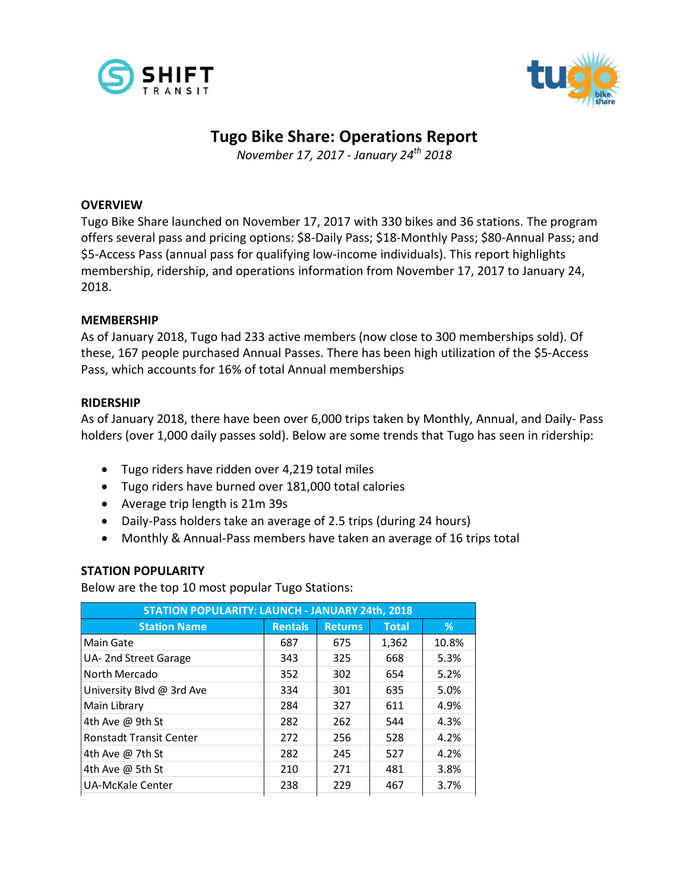# Tugo Bike Share: Operations Report

*November 17, 2017 - January 24th 2018*

## OVERVIEW

Tugo Bike Share launched on November 17, 2017 with 330 bikes and 36 stations. The program offers several pass and pricing options: $8-Daily Pass; $18-Monthly Pass; $80-Annual Pass; and $5-Access Pass (annual pass for qualifying low-income individuals). This report highlights membership, ridership, and operations information from November 17, 2017 to January 24, 2018.

## MEMBERSHIP

As of January 2018, Tugo had 233 active members (now close to 300 memberships sold). Of these, 167 people purchased Annual Passes. There has been high utilization of the $5-Access Pass, which accounts for 16% of total Annual memberships

## RIDERSHIP

As of January 2018, there have been over 6,000 trips taken by Monthly, Annual, and Daily- Pass holders (over 1,000 daily passes sold). Below are some trends that Tugo has seen in ridership:

- Tugo riders have ridden over 4,219 total miles
- Tugo riders have burned over 181,000 total calories
- Average trip length is 21m 39s
- Daily-Pass holders take an average of 2.5 trips (during 24 hours)
- Monthly & Annual-Pass members have taken an average of 16 trips total

## STATION POPULARITY

Below are the top 10 most popular Tugo Stations:

| STATION POPULARITY: LAUNCH - JANUARY 24th, 2018 | | | | |
|---|---|---|---|---|
| **Station Name** | **Rentals** | **Returns** | **Total** | **%** |
| Main Gate | 687 | 675 | 1,362 | 10.8% |
| UA- 2nd Street Garage | 343 | 325 | 668 | 5.3% |
| North Mercado | 352 | 302 | 654 | 5.2% |
| University Blvd @ 3rd Ave | 334 | 301 | 635 | 5.0% |
| Main Library | 284 | 327 | 611 | 4.9% |
| 4th Ave @ 9th St | 282 | 262 | 544 | 4.3% |
| Ronstadt Transit Center | 272 | 256 | 528 | 4.2% |
| 4th Ave @ 7th St | 282 | 245 | 527 | 4.2% |
| 4th Ave @ 5th St | 210 | 271 | 481 | 3.8% |
| UA-McKale Center | 238 | 229 | 467 | 3.7% |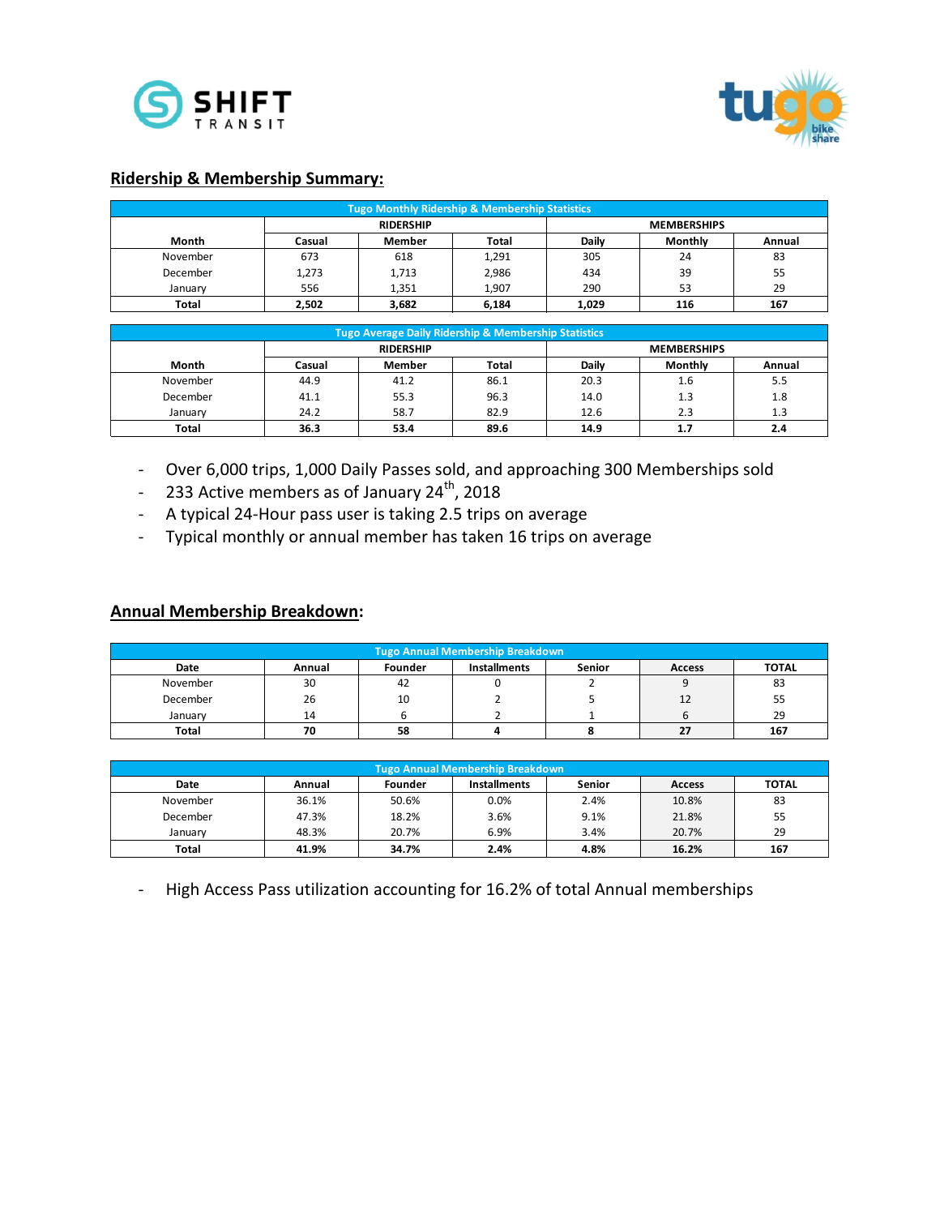## Ridership & Membership Summary:

| Tugo Monthly Ridership & Membership Statistics | | | | | | |
|---|---|---|---|---|---|---|
| | RIDERSHIP | | | MEMBERSHIPS | | |
| Month | Casual | Member | Total | Daily | Monthly | Annual |
| November | 673 | 618 | 1,291 | 305 | 24 | 83 |
| December | 1,273 | 1,713 | 2,986 | 434 | 39 | 55 |
| January | 556 | 1,351 | 1,907 | 290 | 53 | 29 |
| **Total** | **2,502** | **3,682** | **6,184** | **1,029** | **116** | **167** |

| Tugo Average Daily Ridership & Membership Statistics | | | | | | |
|---|---|---|---|---|---|---|
| | RIDERSHIP | | | MEMBERSHIPS | | |
| Month | Casual | Member | Total | Daily | Monthly | Annual |
| November | 44.9 | 41.2 | 86.1 | 20.3 | 1.6 | 5.5 |
| December | 41.1 | 55.3 | 96.3 | 14.0 | 1.3 | 1.8 |
| January | 24.2 | 58.7 | 82.9 | 12.6 | 2.3 | 1.3 |
| **Total** | **36.3** | **53.4** | **89.6** | **14.9** | **1.7** | **2.4** |

- Over 6,000 trips, 1,000 Daily Passes sold, and approaching 300 Memberships sold
- 233 Active members as of January 24th, 2018
- A typical 24-Hour pass user is taking 2.5 trips on average
- Typical monthly or annual member has taken 16 trips on average

## Annual Membership Breakdown:

| Tugo Annual Membership Breakdown | | | | | | |
|---|---|---|---|---|---|---|
| Date | Annual | Founder | Installments | Senior | Access | TOTAL |
| November | 30 | 42 | 0 | 2 | 9 | 83 |
| December | 26 | 10 | 2 | 5 | 12 | 55 |
| January | 14 | 6 | 2 | 1 | 6 | 29 |
| **Total** | **70** | **58** | **4** | **8** | **27** | **167** |

| Tugo Annual Membership Breakdown | | | | | | |
|---|---|---|---|---|---|---|
| Date | Annual | Founder | Installments | Senior | Access | TOTAL |
| November | 36.1% | 50.6% | 0.0% | 2.4% | 10.8% | 83 |
| December | 47.3% | 18.2% | 3.6% | 9.1% | 21.8% | 55 |
| January | 48.3% | 20.7% | 6.9% | 3.4% | 20.7% | 29 |
| **Total** | **41.9%** | **34.7%** | **2.4%** | **4.8%** | **16.2%** | **167** |

- High Access Pass utilization accounting for 16.2% of total Annual memberships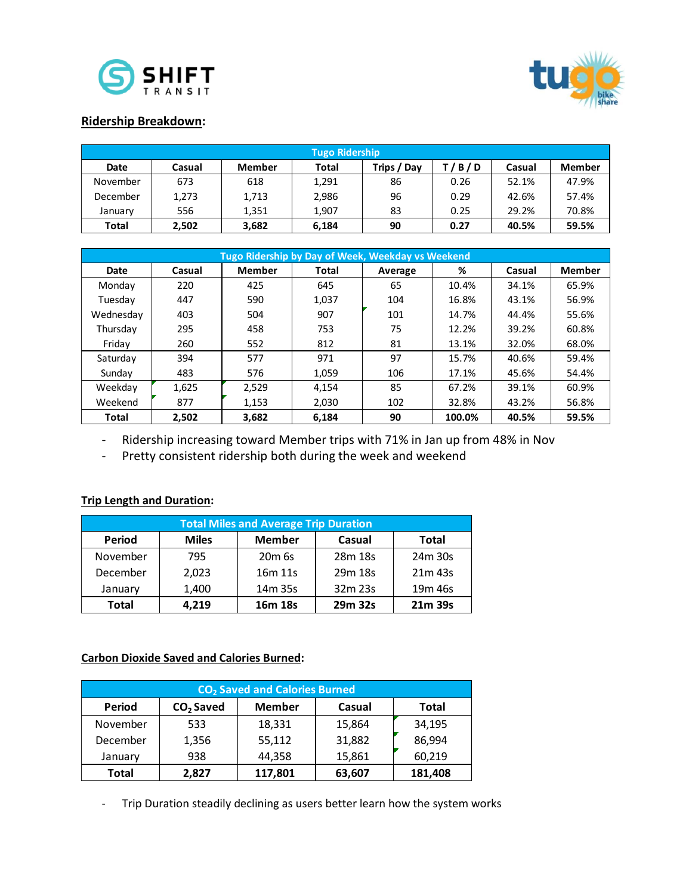## Ridership Breakdown:

| Tugo Ridership | | | | | | | |
|---|---|---|---|---|---|---|---|
| **Date** | **Casual** | **Member** | **Total** | **Trips / Day** | **T / B / D** | **Casual** | **Member** |
| November | 673 | 618 | 1,291 | 86 | 0.26 | 52.1% | 47.9% |
| December | 1,273 | 1,713 | 2,986 | 96 | 0.29 | 42.6% | 57.4% |
| January | 556 | 1,351 | 1,907 | 83 | 0.25 | 29.2% | 70.8% |
| **Total** | **2,502** | **3,682** | **6,184** | **90** | **0.27** | **40.5%** | **59.5%** |

| Tugo Ridership by Day of Week, Weekday vs Weekend | | | | | | | |
|---|---|---|---|---|---|---|---|
| **Date** | **Casual** | **Member** | **Total** | **Average** | **%** | **Casual** | **Member** |
| Monday | 220 | 425 | 645 | 65 | 10.4% | 34.1% | 65.9% |
| Tuesday | 447 | 590 | 1,037 | 104 | 16.8% | 43.1% | 56.9% |
| Wednesday | 403 | 504 | 907 | 101 | 14.7% | 44.4% | 55.6% |
| Thursday | 295 | 458 | 753 | 75 | 12.2% | 39.2% | 60.8% |
| Friday | 260 | 552 | 812 | 81 | 13.1% | 32.0% | 68.0% |
| Saturday | 394 | 577 | 971 | 97 | 15.7% | 40.6% | 59.4% |
| Sunday | 483 | 576 | 1,059 | 106 | 17.1% | 45.6% | 54.4% |
| Weekday | 1,625 | 2,529 | 4,154 | 85 | 67.2% | 39.1% | 60.9% |
| Weekend | 877 | 1,153 | 2,030 | 102 | 32.8% | 43.2% | 56.8% |
| **Total** | **2,502** | **3,682** | **6,184** | **90** | **100.0%** | **40.5%** | **59.5%** |

- Ridership increasing toward Member trips with 71% in Jan up from 48% in Nov
- Pretty consistent ridership both during the week and weekend

## Trip Length and Duration:

| Total Miles and Average Trip Duration | | | | |
|---|---|---|---|---|
| **Period** | **Miles** | **Member** | **Casual** | **Total** |
| November | 795 | 20m 6s | 28m 18s | 24m 30s |
| December | 2,023 | 16m 11s | 29m 18s | 21m 43s |
| January | 1,400 | 14m 35s | 32m 23s | 19m 46s |
| **Total** | **4,219** | **16m 18s** | **29m 32s** | **21m 39s** |

## Carbon Dioxide Saved and Calories Burned:

| $CO_2$ Saved and Calories Burned | | | | |
|---|---|---|---|---|
| **Period** | **$CO_2$ Saved** | **Member** | **Casual** | **Total** |
| November | 533 | 18,331 | 15,864 | 34,195 |
| December | 1,356 | 55,112 | 31,882 | 86,994 |
| January | 938 | 44,358 | 15,861 | 60,219 |
| **Total** | **2,827** | **117,801** | **63,607** | **181,408** |

- Trip Duration steadily declining as users better learn how the system works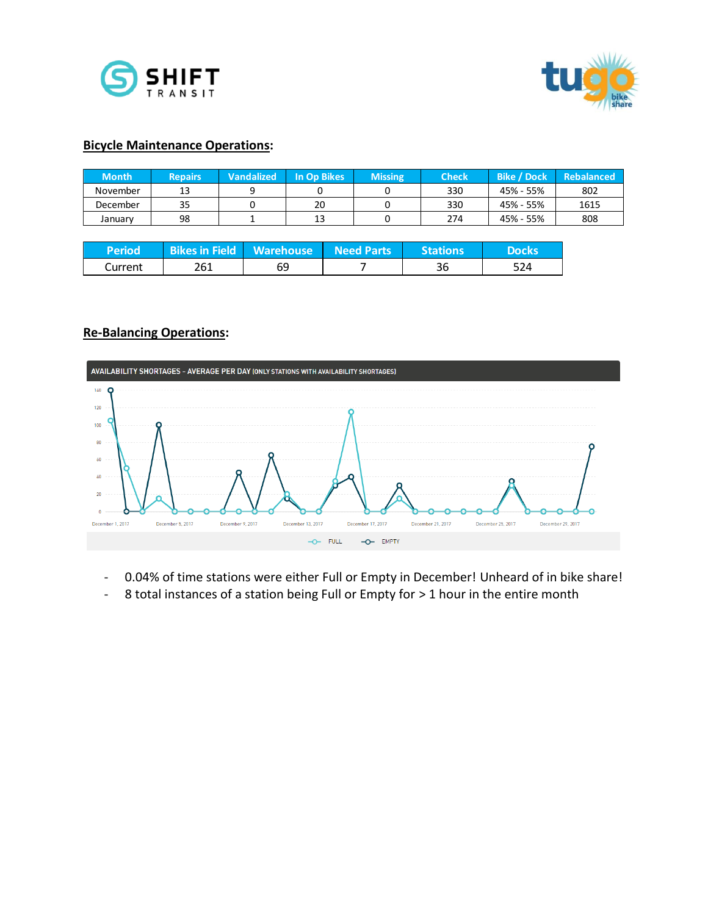## Bicycle Maintenance Operations:

| Month | Repairs | Vandalized | In Op Bikes | Missing | Check | Bike / Dock | Rebalanced |
|---|---|---|---|---|---|---|---|
| November | 13 | 9 | 0 | 0 | 330 | 45% - 55% | 802 |
| December | 35 | 0 | 20 | 0 | 330 | 45% - 55% | 1615 |
| January | 98 | 1 | 13 | 0 | 274 | 45% - 55% | 808 |

| Period | Bikes in Field | Warehouse | Need Parts | Stations | Docks |
|---|---|---|---|---|---|
| Current | 261 | 69 | 7 | 36 | 524 |

## Re-Balancing Operations:

AVAILABILITY SHORTAGES - AVERAGE PER DAY (ONLY STATIONS WITH AVAILABILITY SHORTAGES)

- 0.04% of time stations were either Full or Empty in December! Unheard of in bike share!
- 8 total instances of a station being Full or Empty for > 1 hour in the entire month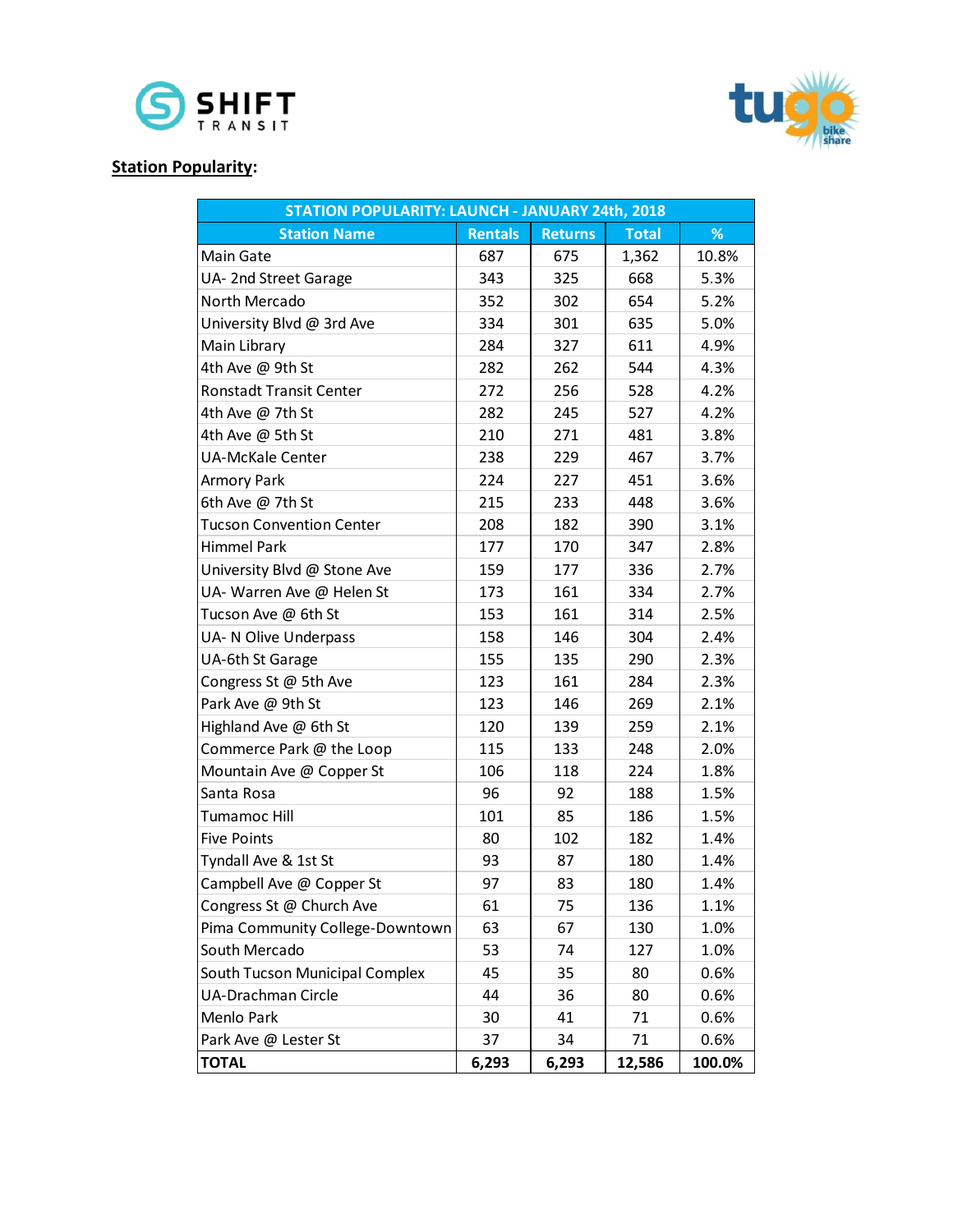**Station Popularity:**

| STATION POPULARITY: LAUNCH - JANUARY 24th, 2018 | | | | |
|---|---|---|---|---|
| Station Name | Rentals | Returns | Total | % |
| Main Gate | 687 | 675 | 1,362 | 10.8% |
| UA- 2nd Street Garage | 343 | 325 | 668 | 5.3% |
| North Mercado | 352 | 302 | 654 | 5.2% |
| University Blvd @ 3rd Ave | 334 | 301 | 635 | 5.0% |
| Main Library | 284 | 327 | 611 | 4.9% |
| 4th Ave @ 9th St | 282 | 262 | 544 | 4.3% |
| Ronstadt Transit Center | 272 | 256 | 528 | 4.2% |
| 4th Ave @ 7th St | 282 | 245 | 527 | 4.2% |
| 4th Ave @ 5th St | 210 | 271 | 481 | 3.8% |
| UA-McKale Center | 238 | 229 | 467 | 3.7% |
| Armory Park | 224 | 227 | 451 | 3.6% |
| 6th Ave @ 7th St | 215 | 233 | 448 | 3.6% |
| Tucson Convention Center | 208 | 182 | 390 | 3.1% |
| Himmel Park | 177 | 170 | 347 | 2.8% |
| University Blvd @ Stone Ave | 159 | 177 | 336 | 2.7% |
| UA- Warren Ave @ Helen St | 173 | 161 | 334 | 2.7% |
| Tucson Ave @ 6th St | 153 | 161 | 314 | 2.5% |
| UA- N Olive Underpass | 158 | 146 | 304 | 2.4% |
| UA-6th St Garage | 155 | 135 | 290 | 2.3% |
| Congress St @ 5th Ave | 123 | 161 | 284 | 2.3% |
| Park Ave @ 9th St | 123 | 146 | 269 | 2.1% |
| Highland Ave @ 6th St | 120 | 139 | 259 | 2.1% |
| Commerce Park @ the Loop | 115 | 133 | 248 | 2.0% |
| Mountain Ave @ Copper St | 106 | 118 | 224 | 1.8% |
| Santa Rosa | 96 | 92 | 188 | 1.5% |
| Tumamoc Hill | 101 | 85 | 186 | 1.5% |
| Five Points | 80 | 102 | 182 | 1.4% |
| Tyndall Ave & 1st St | 93 | 87 | 180 | 1.4% |
| Campbell Ave @ Copper St | 97 | 83 | 180 | 1.4% |
| Congress St @ Church Ave | 61 | 75 | 136 | 1.1% |
| Pima Community College-Downtown | 63 | 67 | 130 | 1.0% |
| South Mercado | 53 | 74 | 127 | 1.0% |
| South Tucson Municipal Complex | 45 | 35 | 80 | 0.6% |
| UA-Drachman Circle | 44 | 36 | 80 | 0.6% |
| Menlo Park | 30 | 41 | 71 | 0.6% |
| Park Ave @ Lester St | 37 | 34 | 71 | 0.6% |
| **TOTAL** | **6,293** | **6,293** | **12,586** | **100.0%** |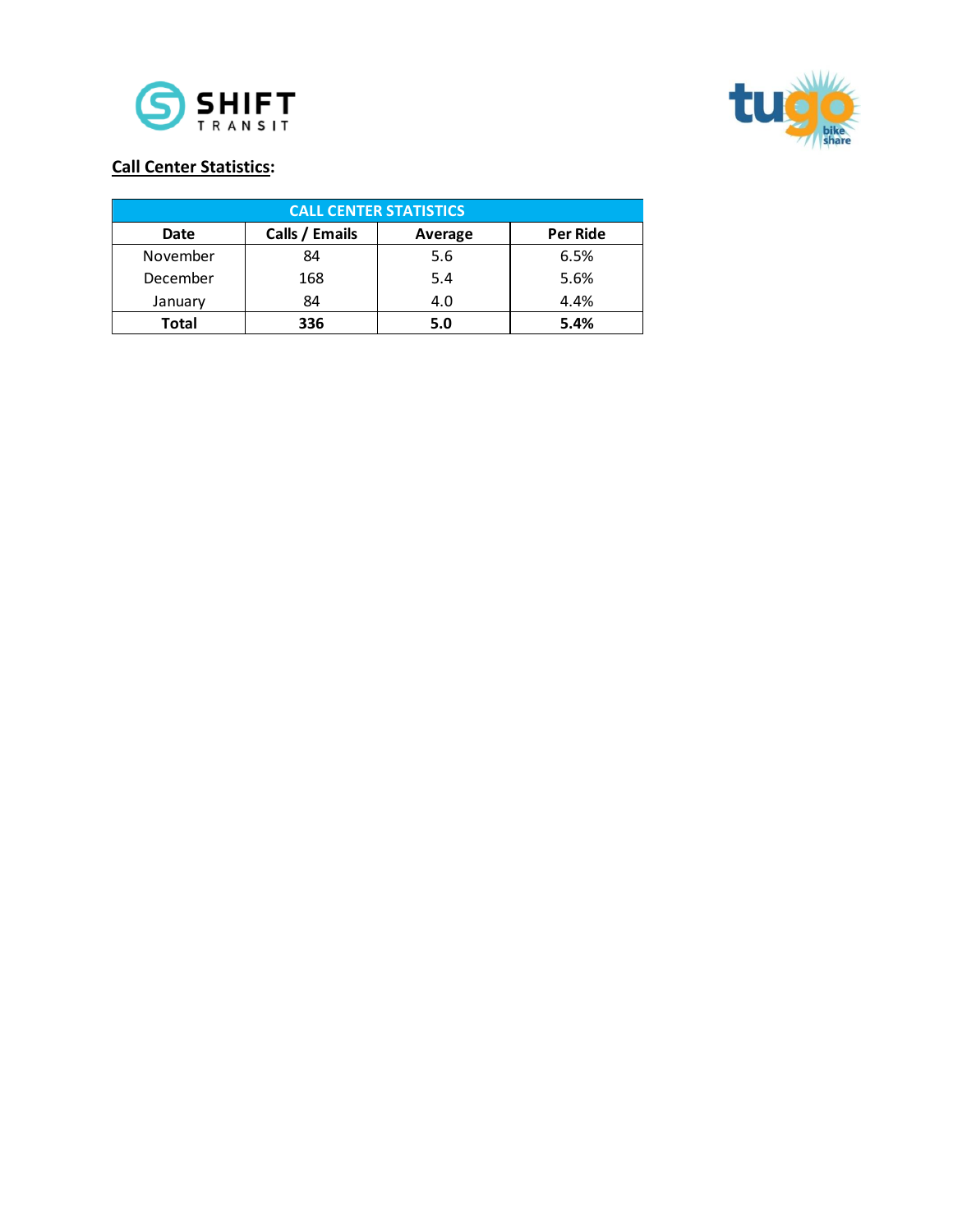SHIFT TRANSIT

tugo bike share

**Call Center Statistics:**

| CALL CENTER STATISTICS | | | |
|---|---|---|---|
| **Date** | **Calls / Emails** | **Average** | **Per Ride** |
| November | 84 | 5.6 | 6.5% |
| December | 168 | 5.4 | 5.6% |
| January | 84 | 4.0 | 4.4% |
| **Total** | **336** | **5.0** | **5.4%** |